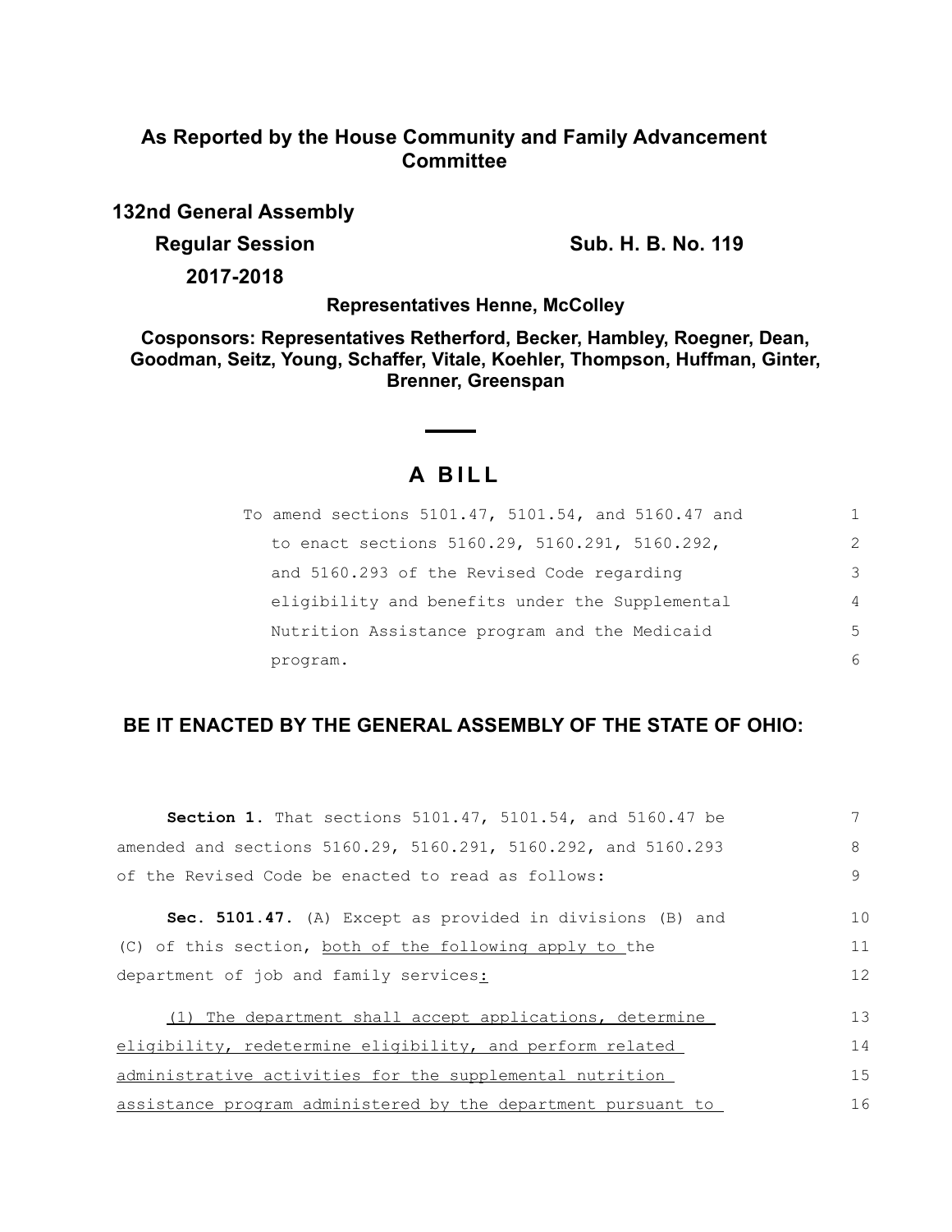## As Reported by the House Community and Family Advancement Committee

**132nd General Assembly**

**Regular Session** **Sub. H. B. No. 119**

**2017-2018**

**Representatives Henne, McColley**

**Cosponsors: Representatives Retherford, Becker, Hambley, Roegner, Dean, Goodman, Seitz, Young, Schaffer, Vitale, Koehler, Thompson, Huffman, Ginter, Brenner, Greenspan**

# A BILL

To amend sections 5101.47, 5101.54, and 5160.47 and to enact sections 5160.29, 5160.291, 5160.292, and 5160.293 of the Revised Code regarding eligibility and benefits under the Supplemental Nutrition Assistance program and the Medicaid program.

## BE IT ENACTED BY THE GENERAL ASSEMBLY OF THE STATE OF OHIO:

**Section 1.** That sections 5101.47, 5101.54, and 5160.47 be amended and sections 5160.29, 5160.291, 5160.292, and 5160.293 of the Revised Code be enacted to read as follows:

**Sec. 5101.47.** (A) Except as provided in divisions (B) and (C) of this section, both of the following apply to the department of job and family services:

(1) The department shall accept applications, determine eligibility, redetermine eligibility, and perform related administrative activities for the supplemental nutrition assistance program administered by the department pursuant to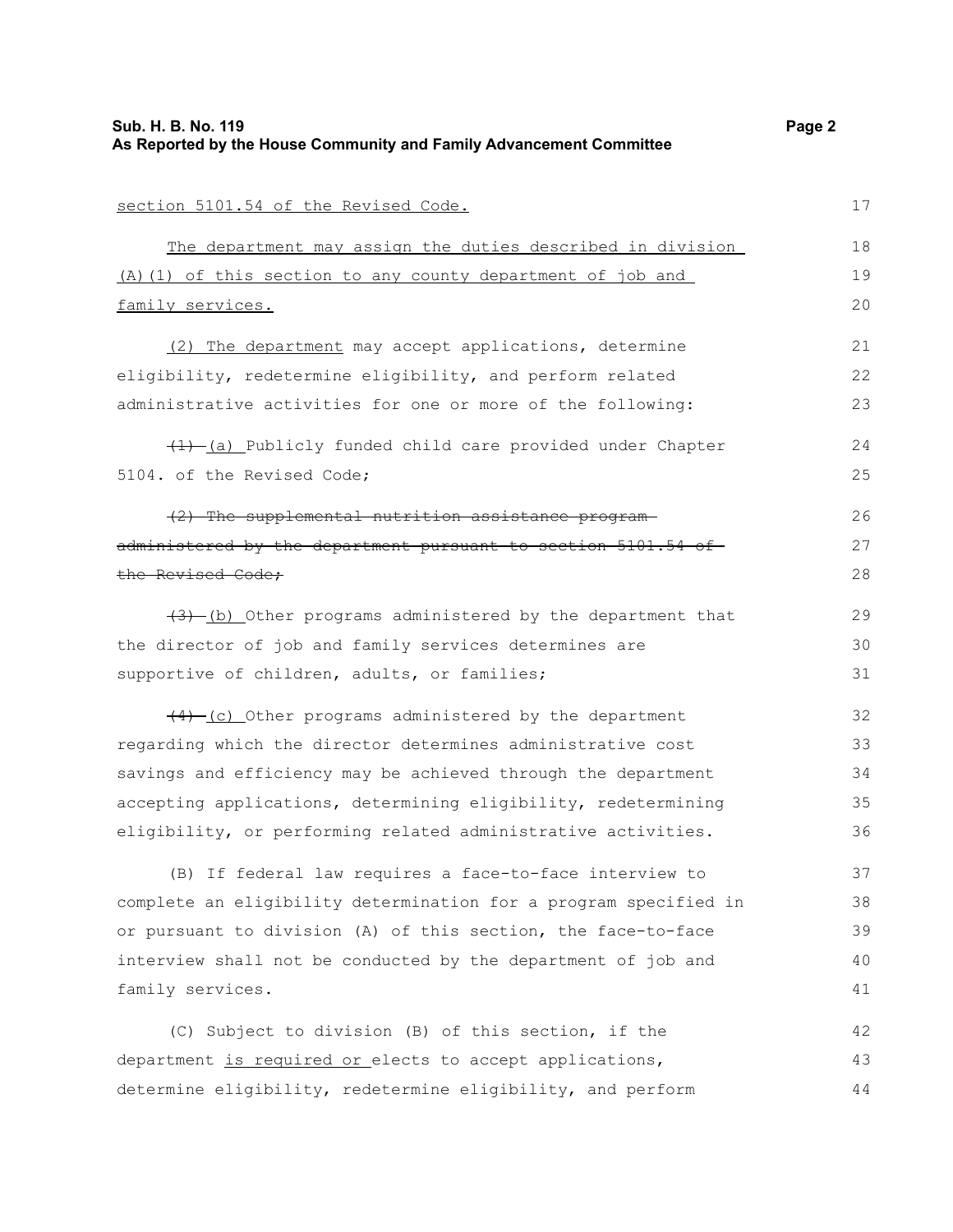section 5101.54 of the Revised Code.

The department may assign the duties described in division (A)(1) of this section to any county department of job and family services.

(2) The department may accept applications, determine eligibility, redetermine eligibility, and perform related administrative activities for one or more of the following:

~~(1)~~ (a) Publicly funded child care provided under Chapter 5104. of the Revised Code;

~~(2) The supplemental nutrition assistance program administered by the department pursuant to section 5101.54 of the Revised Code;~~

~~(3)~~ (b) Other programs administered by the department that the director of job and family services determines are supportive of children, adults, or families;

~~(4)~~ (c) Other programs administered by the department regarding which the director determines administrative cost savings and efficiency may be achieved through the department accepting applications, determining eligibility, redetermining eligibility, or performing related administrative activities.

(B) If federal law requires a face-to-face interview to complete an eligibility determination for a program specified in or pursuant to division (A) of this section, the face-to-face interview shall not be conducted by the department of job and family services.

(C) Subject to division (B) of this section, if the department is required or elects to accept applications, determine eligibility, redetermine eligibility, and perform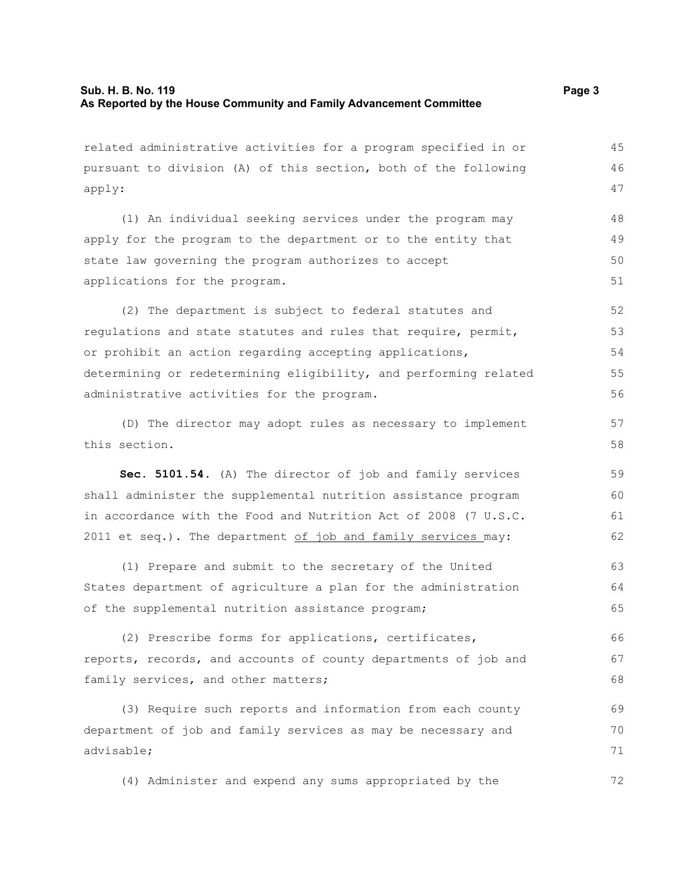related administrative activities for a program specified in or pursuant to division (A) of this section, both of the following apply:

(1) An individual seeking services under the program may apply for the program to the department or to the entity that state law governing the program authorizes to accept applications for the program.

(2) The department is subject to federal statutes and regulations and state statutes and rules that require, permit, or prohibit an action regarding accepting applications, determining or redetermining eligibility, and performing related administrative activities for the program.

(D) The director may adopt rules as necessary to implement this section.

**Sec. 5101.54.** (A) The director of job and family services shall administer the supplemental nutrition assistance program in accordance with the Food and Nutrition Act of 2008 (7 U.S.C. 2011 et seq.). The department <u>of job and family services</u> may:

(1) Prepare and submit to the secretary of the United States department of agriculture a plan for the administration of the supplemental nutrition assistance program;

(2) Prescribe forms for applications, certificates, reports, records, and accounts of county departments of job and family services, and other matters;

(3) Require such reports and information from each county department of job and family services as may be necessary and advisable;

(4) Administer and expend any sums appropriated by the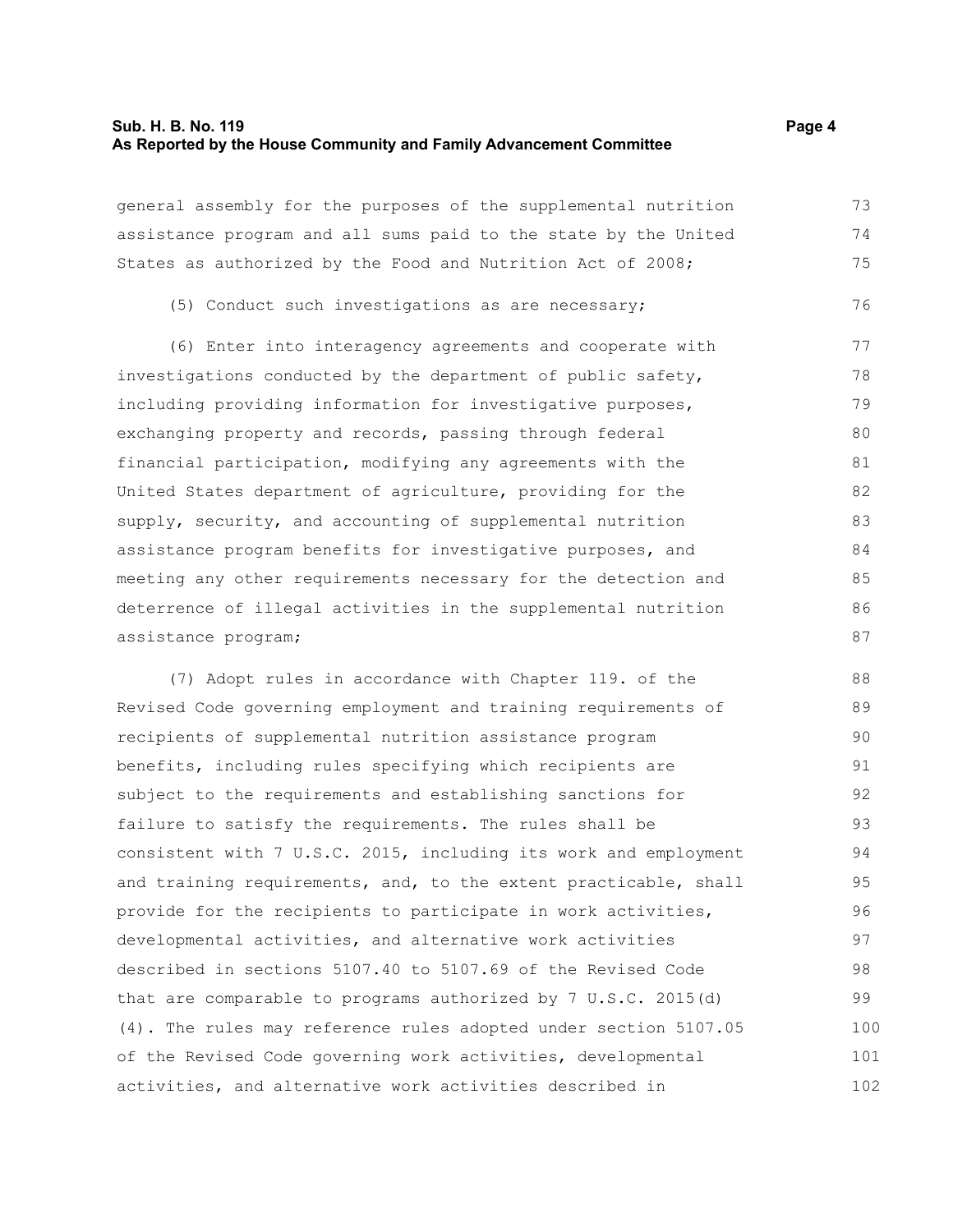general assembly for the purposes of the supplemental nutrition assistance program and all sums paid to the state by the United States as authorized by the Food and Nutrition Act of 2008;

(5) Conduct such investigations as are necessary;

(6) Enter into interagency agreements and cooperate with investigations conducted by the department of public safety, including providing information for investigative purposes, exchanging property and records, passing through federal financial participation, modifying any agreements with the United States department of agriculture, providing for the supply, security, and accounting of supplemental nutrition assistance program benefits for investigative purposes, and meeting any other requirements necessary for the detection and deterrence of illegal activities in the supplemental nutrition assistance program;

(7) Adopt rules in accordance with Chapter 119. of the Revised Code governing employment and training requirements of recipients of supplemental nutrition assistance program benefits, including rules specifying which recipients are subject to the requirements and establishing sanctions for failure to satisfy the requirements. The rules shall be consistent with 7 U.S.C. 2015, including its work and employment and training requirements, and, to the extent practicable, shall provide for the recipients to participate in work activities, developmental activities, and alternative work activities described in sections 5107.40 to 5107.69 of the Revised Code that are comparable to programs authorized by 7 U.S.C. 2015(d)(4). The rules may reference rules adopted under section 5107.05 of the Revised Code governing work activities, developmental activities, and alternative work activities described in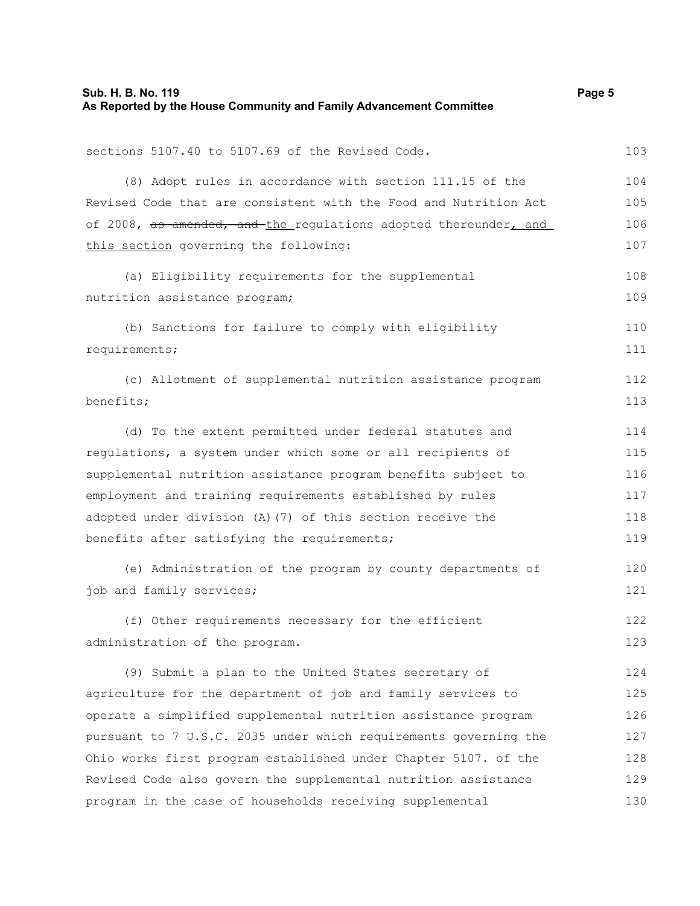sections 5107.40 to 5107.69 of the Revised Code.

(8) Adopt rules in accordance with section 111.15 of the Revised Code that are consistent with the Food and Nutrition Act of 2008, ~~as amended, and~~ the regulations adopted thereunder, and this section governing the following:

(a) Eligibility requirements for the supplemental nutrition assistance program;

(b) Sanctions for failure to comply with eligibility requirements;

(c) Allotment of supplemental nutrition assistance program benefits;

(d) To the extent permitted under federal statutes and regulations, a system under which some or all recipients of supplemental nutrition assistance program benefits subject to employment and training requirements established by rules adopted under division (A)(7) of this section receive the benefits after satisfying the requirements;

(e) Administration of the program by county departments of job and family services;

(f) Other requirements necessary for the efficient administration of the program.

(9) Submit a plan to the United States secretary of agriculture for the department of job and family services to operate a simplified supplemental nutrition assistance program pursuant to 7 U.S.C. 2035 under which requirements governing the Ohio works first program established under Chapter 5107. of the Revised Code also govern the supplemental nutrition assistance program in the case of households receiving supplemental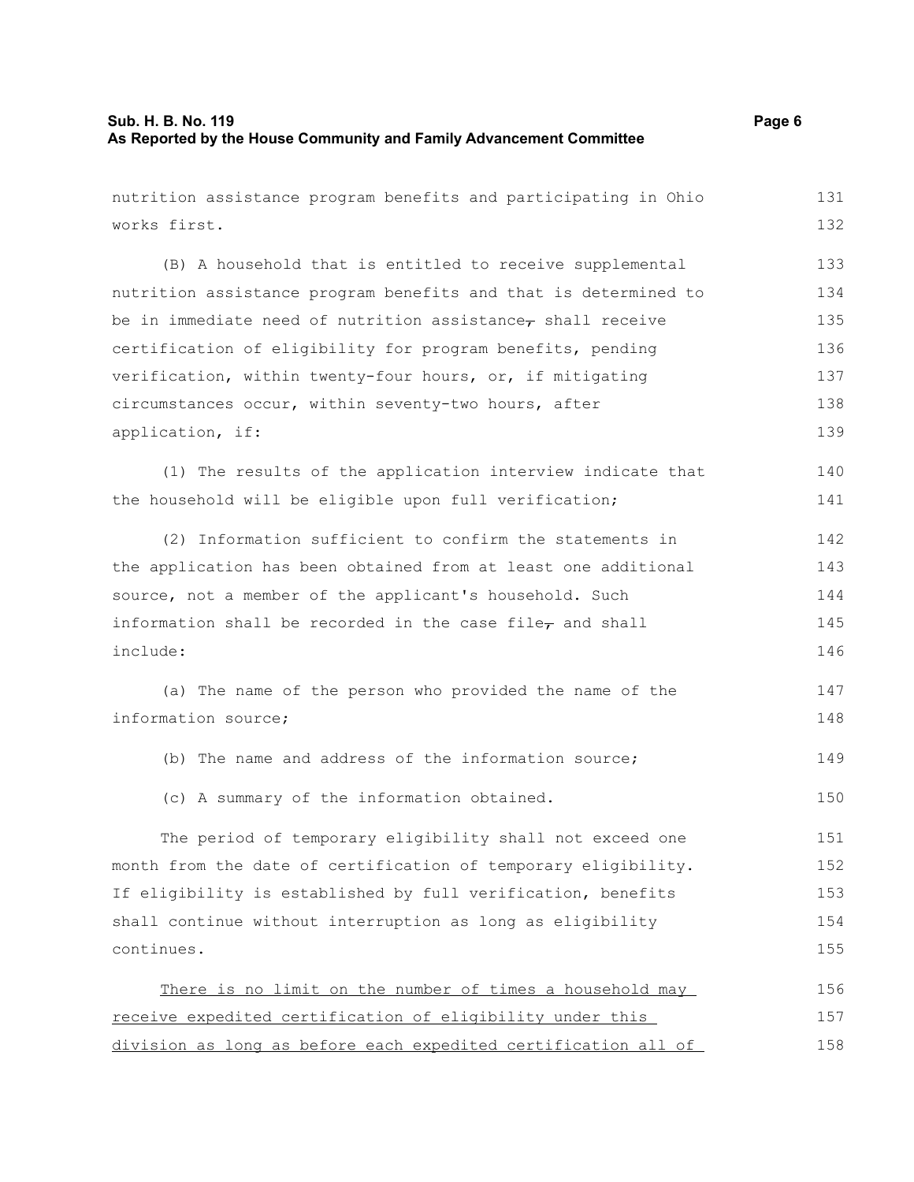nutrition assistance program benefits and participating in Ohio works first.

(B) A household that is entitled to receive supplemental nutrition assistance program benefits and that is determined to be in immediate need of nutrition assistance~~,~~ shall receive certification of eligibility for program benefits, pending verification, within twenty-four hours, or, if mitigating circumstances occur, within seventy-two hours, after application, if:

(1) The results of the application interview indicate that the household will be eligible upon full verification;

(2) Information sufficient to confirm the statements in the application has been obtained from at least one additional source, not a member of the applicant's household. Such information shall be recorded in the case file~~,~~ and shall include:

(a) The name of the person who provided the name of the information source;

(b) The name and address of the information source;

(c) A summary of the information obtained.

The period of temporary eligibility shall not exceed one month from the date of certification of temporary eligibility. If eligibility is established by full verification, benefits shall continue without interruption as long as eligibility continues.

<u>There is no limit on the number of times a household may receive expedited certification of eligibility under this division as long as before each expedited certification all of</u>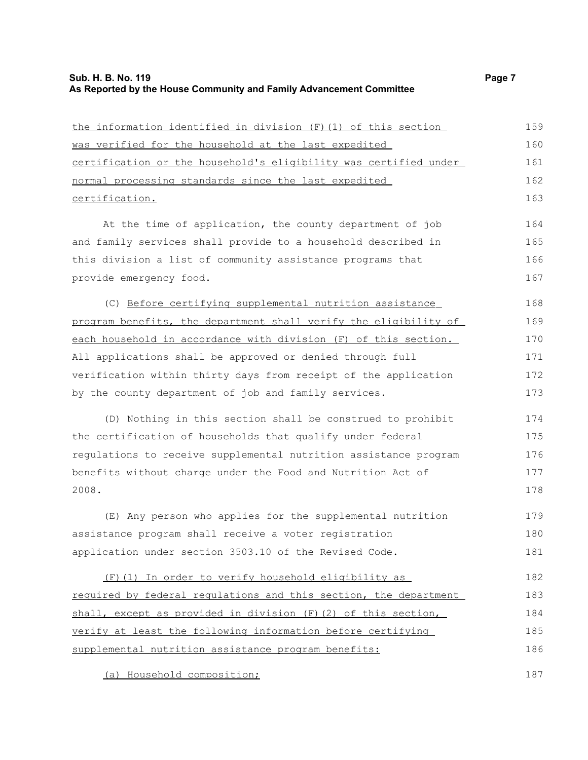the information identified in division (F)(1) of this section was verified for the household at the last expedited certification or the household's eligibility was certified under normal processing standards since the last expedited certification.

At the time of application, the county department of job and family services shall provide to a household described in this division a list of community assistance programs that provide emergency food.

(C) Before certifying supplemental nutrition assistance program benefits, the department shall verify the eligibility of each household in accordance with division (F) of this section. All applications shall be approved or denied through full verification within thirty days from receipt of the application by the county department of job and family services.

(D) Nothing in this section shall be construed to prohibit the certification of households that qualify under federal regulations to receive supplemental nutrition assistance program benefits without charge under the Food and Nutrition Act of 2008.

(E) Any person who applies for the supplemental nutrition assistance program shall receive a voter registration application under section 3503.10 of the Revised Code.

(F)(1) In order to verify household eligibility as required by federal regulations and this section, the department shall, except as provided in division (F)(2) of this section, verify at least the following information before certifying supplemental nutrition assistance program benefits:

(a) Household composition;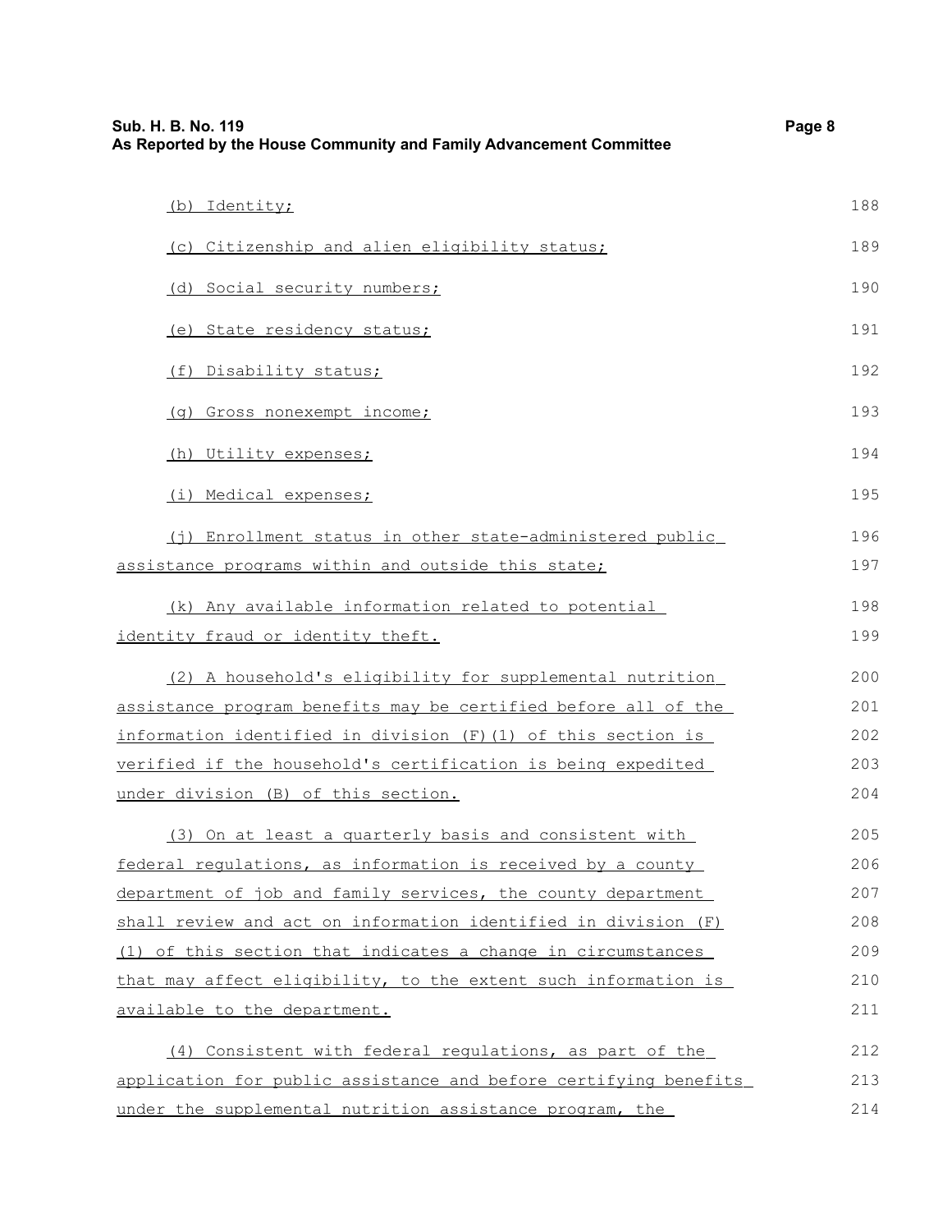(b) Identity;

(c) Citizenship and alien eligibility status;

(d) Social security numbers;

(e) State residency status;

(f) Disability status;

(g) Gross nonexempt income;

(h) Utility expenses;

(i) Medical expenses;

(j) Enrollment status in other state-administered public assistance programs within and outside this state;

(k) Any available information related to potential identity fraud or identity theft.

(2) A household's eligibility for supplemental nutrition assistance program benefits may be certified before all of the information identified in division (F)(1) of this section is verified if the household's certification is being expedited under division (B) of this section.

(3) On at least a quarterly basis and consistent with federal regulations, as information is received by a county department of job and family services, the county department shall review and act on information identified in division (F)(1) of this section that indicates a change in circumstances that may affect eligibility, to the extent such information is available to the department.

(4) Consistent with federal regulations, as part of the application for public assistance and before certifying benefits under the supplemental nutrition assistance program, the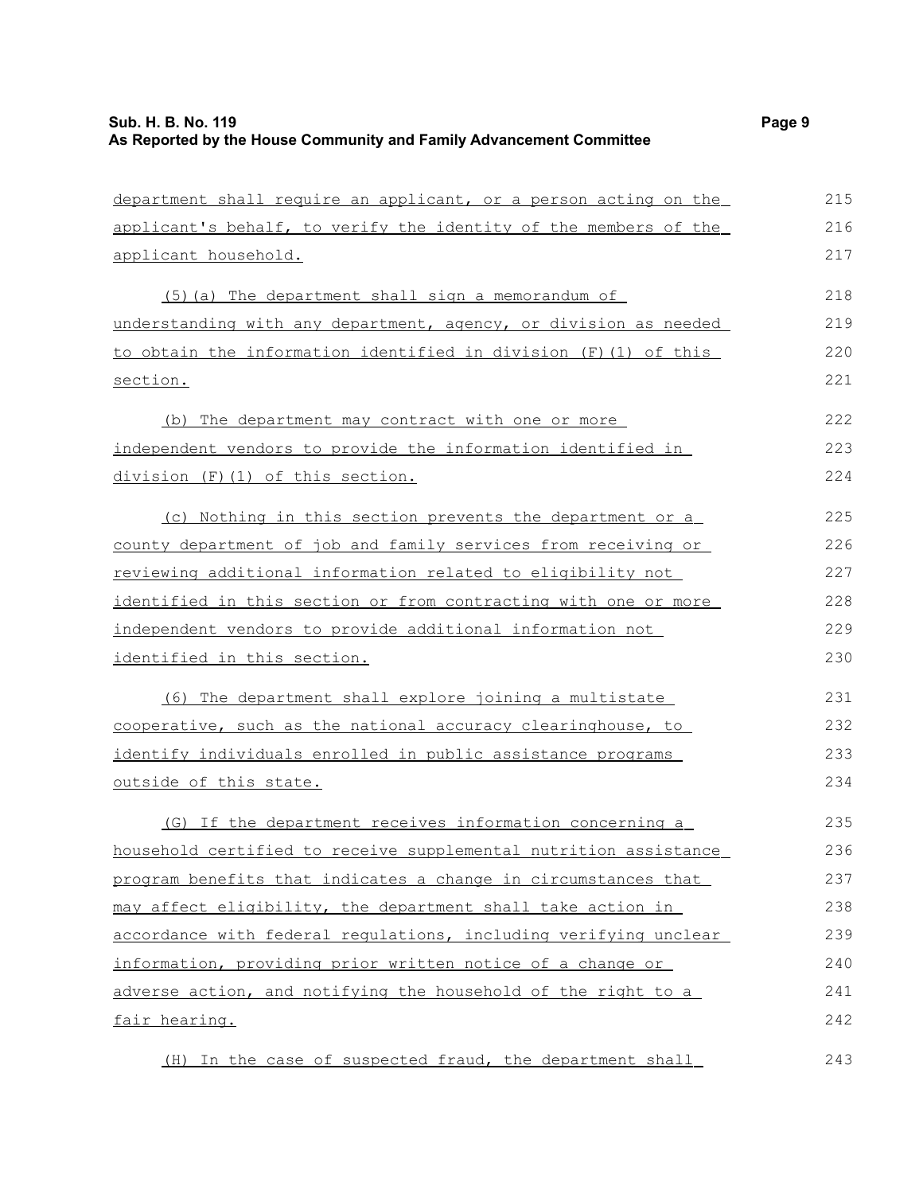department shall require an applicant, or a person acting on the applicant's behalf, to verify the identity of the members of the applicant household.

(5)(a) The department shall sign a memorandum of understanding with any department, agency, or division as needed to obtain the information identified in division (F)(1) of this section.

(b) The department may contract with one or more independent vendors to provide the information identified in division (F)(1) of this section.

(c) Nothing in this section prevents the department or a county department of job and family services from receiving or reviewing additional information related to eligibility not identified in this section or from contracting with one or more independent vendors to provide additional information not identified in this section.

(6) The department shall explore joining a multistate cooperative, such as the national accuracy clearinghouse, to identify individuals enrolled in public assistance programs outside of this state.

(G) If the department receives information concerning a household certified to receive supplemental nutrition assistance program benefits that indicates a change in circumstances that may affect eligibility, the department shall take action in accordance with federal regulations, including verifying unclear information, providing prior written notice of a change or adverse action, and notifying the household of the right to a fair hearing.

(H) In the case of suspected fraud, the department shall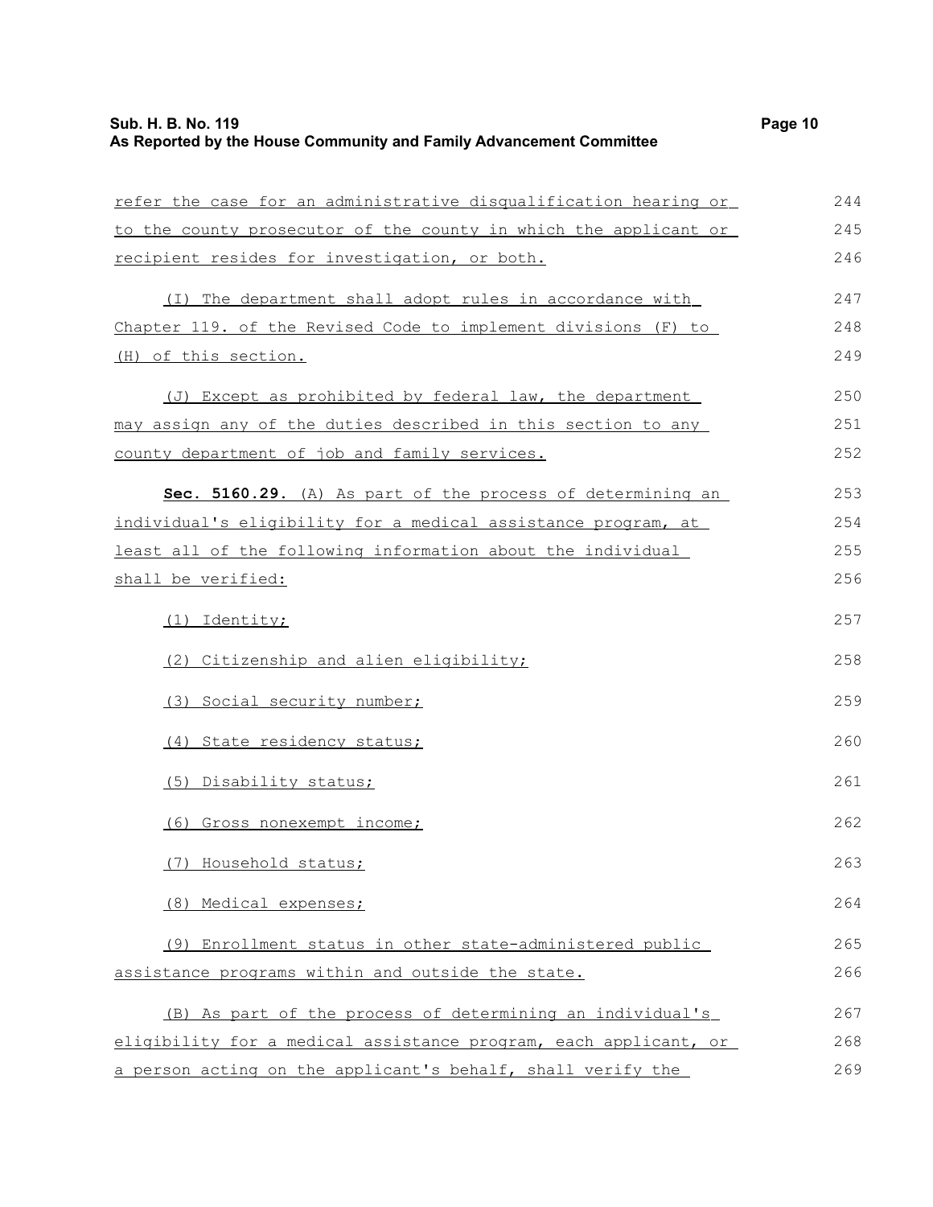refer the case for an administrative disqualification hearing or to the county prosecutor of the county in which the applicant or recipient resides for investigation, or both.

(I) The department shall adopt rules in accordance with Chapter 119. of the Revised Code to implement divisions (F) to (H) of this section.

(J) Except as prohibited by federal law, the department may assign any of the duties described in this section to any county department of job and family services.

**Sec. 5160.29.** (A) As part of the process of determining an individual's eligibility for a medical assistance program, at least all of the following information about the individual shall be verified:

(1) Identity;

(2) Citizenship and alien eligibility;

(3) Social security number;

(4) State residency status;

(5) Disability status;

(6) Gross nonexempt income;

(7) Household status;

(8) Medical expenses;

(9) Enrollment status in other state-administered public assistance programs within and outside the state.

(B) As part of the process of determining an individual's eligibility for a medical assistance program, each applicant, or a person acting on the applicant's behalf, shall verify the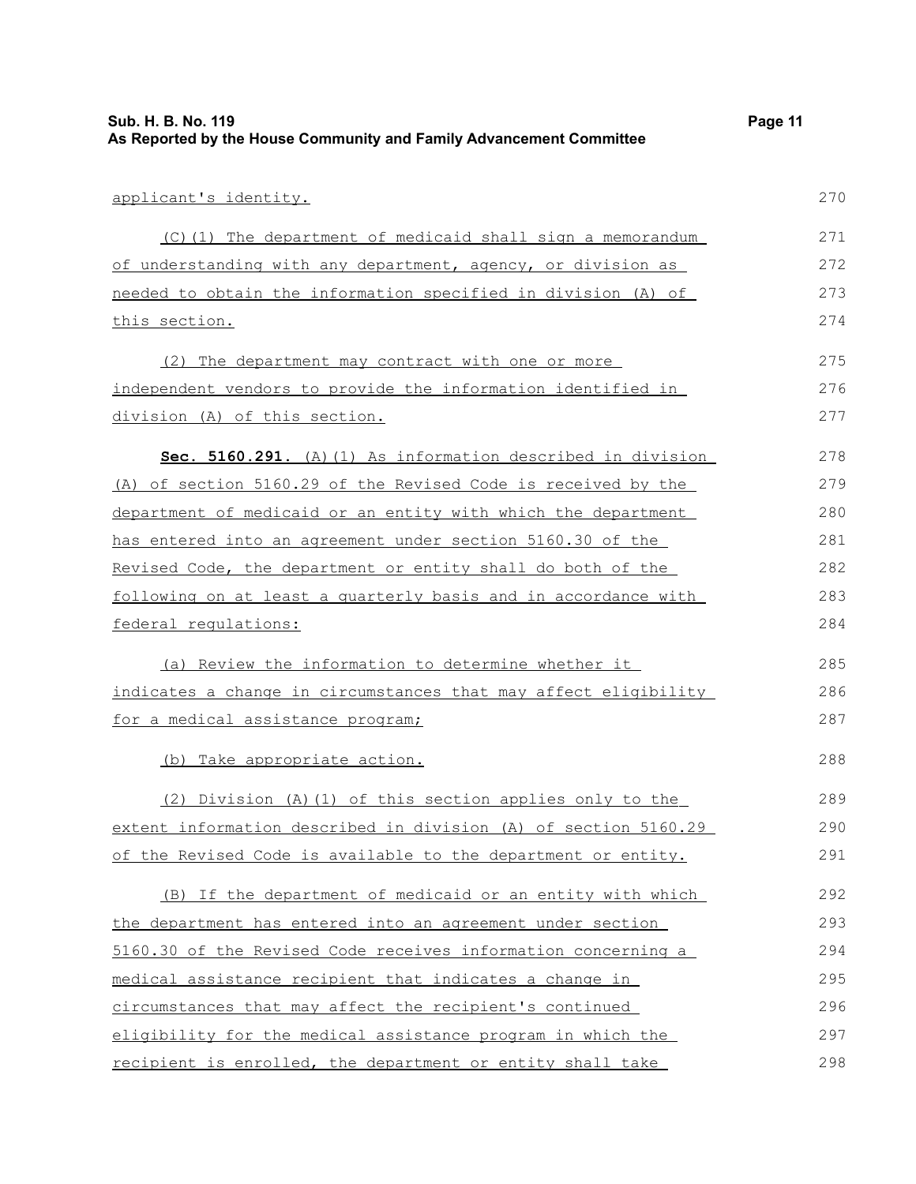applicant's identity.

(C)(1) The department of medicaid shall sign a memorandum of understanding with any department, agency, or division as needed to obtain the information specified in division (A) of this section.

(2) The department may contract with one or more independent vendors to provide the information identified in division (A) of this section.

**Sec. 5160.291.** (A)(1) As information described in division (A) of section 5160.29 of the Revised Code is received by the department of medicaid or an entity with which the department has entered into an agreement under section 5160.30 of the Revised Code, the department or entity shall do both of the following on at least a quarterly basis and in accordance with federal regulations:

(a) Review the information to determine whether it indicates a change in circumstances that may affect eligibility for a medical assistance program;

(b) Take appropriate action.

(2) Division (A)(1) of this section applies only to the extent information described in division (A) of section 5160.29 of the Revised Code is available to the department or entity.

(B) If the department of medicaid or an entity with which the department has entered into an agreement under section 5160.30 of the Revised Code receives information concerning a medical assistance recipient that indicates a change in circumstances that may affect the recipient's continued eligibility for the medical assistance program in which the recipient is enrolled, the department or entity shall take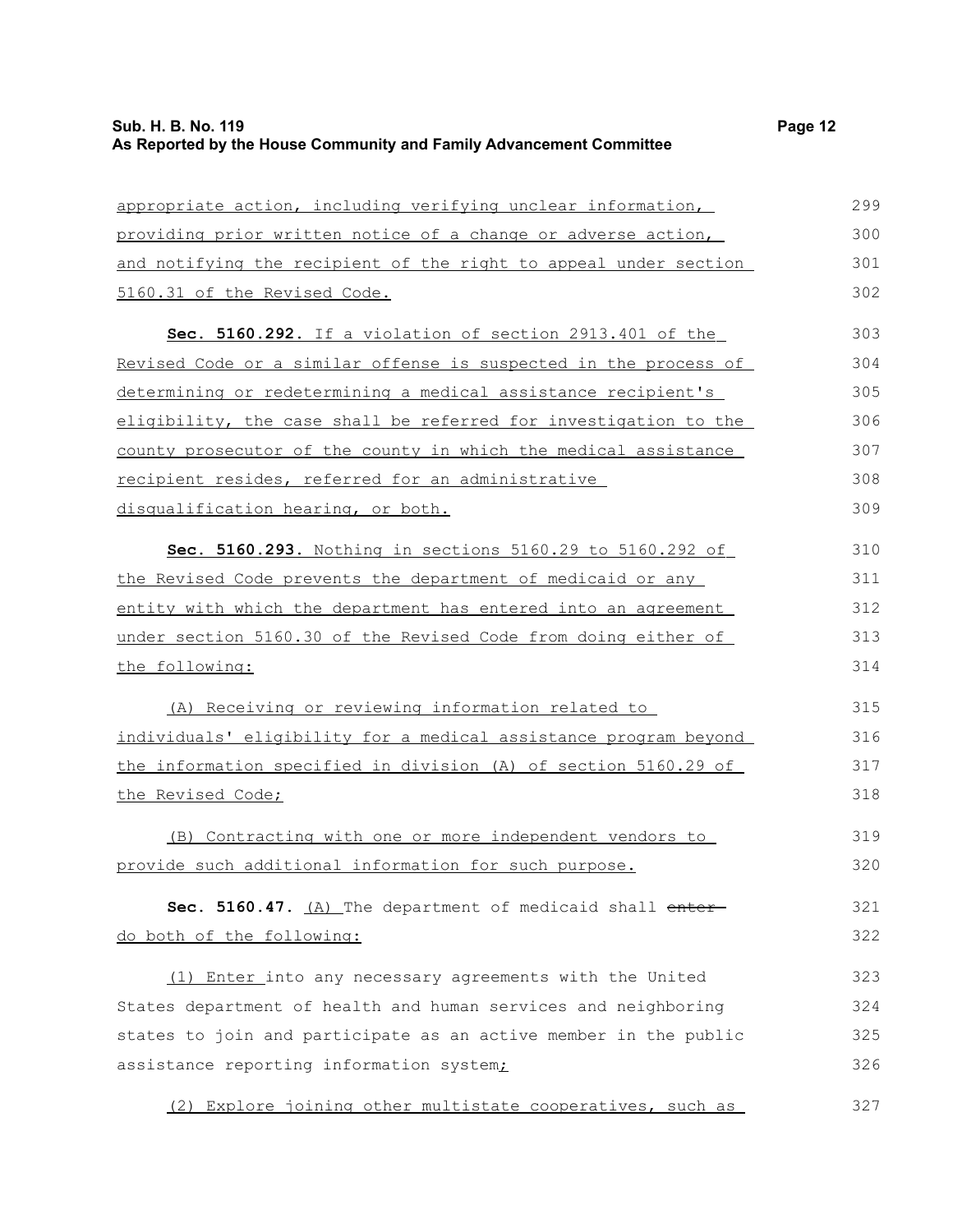appropriate action, including verifying unclear information, providing prior written notice of a change or adverse action, and notifying the recipient of the right to appeal under section 5160.31 of the Revised Code.

**Sec. 5160.292.** If a violation of section 2913.401 of the Revised Code or a similar offense is suspected in the process of determining or redetermining a medical assistance recipient's eligibility, the case shall be referred for investigation to the county prosecutor of the county in which the medical assistance recipient resides, referred for an administrative disqualification hearing, or both.

**Sec. 5160.293.** Nothing in sections 5160.29 to 5160.292 of the Revised Code prevents the department of medicaid or any entity with which the department has entered into an agreement under section 5160.30 of the Revised Code from doing either of the following:

(A) Receiving or reviewing information related to individuals' eligibility for a medical assistance program beyond the information specified in division (A) of section 5160.29 of the Revised Code;

(B) Contracting with one or more independent vendors to provide such additional information for such purpose.

**Sec. 5160.47.** (A) The department of medicaid shall ~~enter~~ do both of the following:

(1) Enter into any necessary agreements with the United States department of health and human services and neighboring states to join and participate as an active member in the public assistance reporting information system;

(2) Explore joining other multistate cooperatives, such as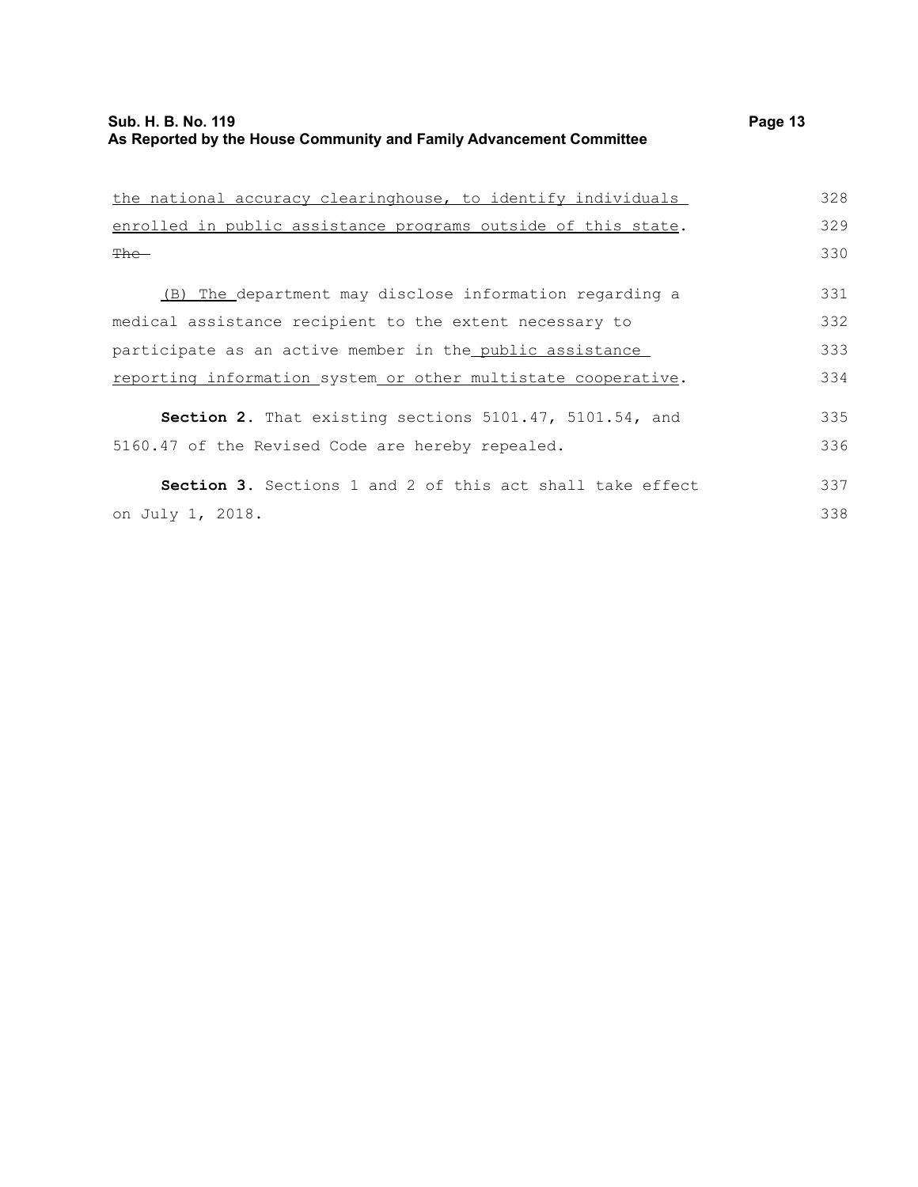the national accuracy clearinghouse, to identify individuals enrolled in public assistance programs outside of this state. ~~The~~

(B) The department may disclose information regarding a medical assistance recipient to the extent necessary to participate as an active member in the public assistance reporting information system or other multistate cooperative.

**Section 2.** That existing sections 5101.47, 5101.54, and 5160.47 of the Revised Code are hereby repealed.

**Section 3.** Sections 1 and 2 of this act shall take effect on July 1, 2018.